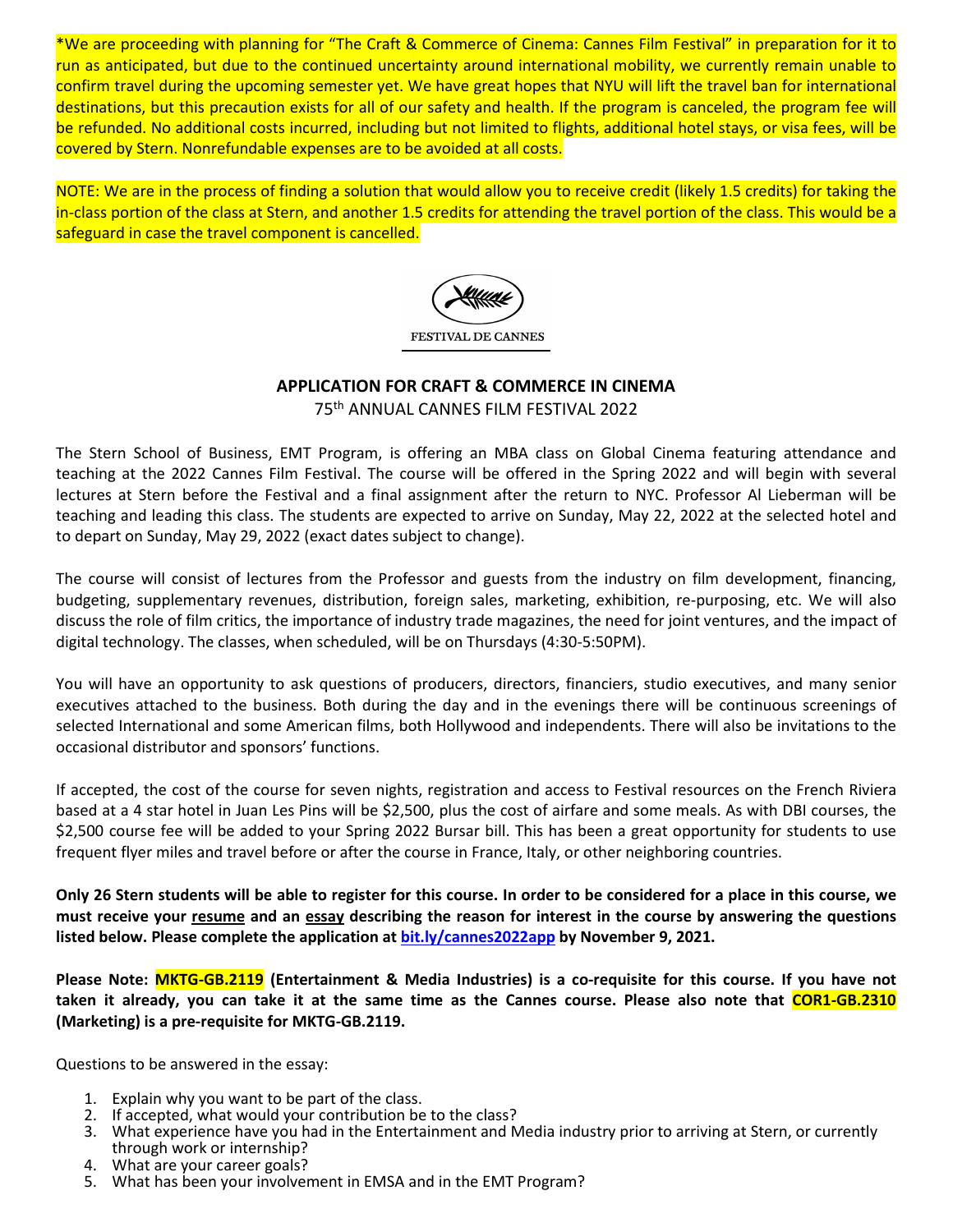*We are proceeding with planning for "The Craft & Commerce of Cinema: Cannes Film Festival" in preparation for it to run as anticipated, but due to the continued uncertainty around international mobility, we currently remain unable to confirm travel during the upcoming semester yet. We have great hopes that NYU will lift the travel ban for international destinations, but this precaution exists for all of our safety and health. If the program is canceled, the program fee will be refunded. No additional costs incurred, including but not limited to flights, additional hotel stays, or visa fees, will be covered by Stern. Nonrefundable expenses are to be avoided at all costs.

NOTE: We are in the process of finding a solution that would allow you to receive credit (likely 1.5 credits) for taking the in-class portion of the class at Stern, and another 1.5 credits for attending the travel portion of the class. This would be a safeguard in case the travel component is cancelled.

FESTIVAL DE CANNES

## APPLICATION FOR CRAFT & COMMERCE IN CINEMA

75th ANNUAL CANNES FILM FESTIVAL 2022

The Stern School of Business, EMT Program, is offering an MBA class on Global Cinema featuring attendance and teaching at the 2022 Cannes Film Festival. The course will be offered in the Spring 2022 and will begin with several lectures at Stern before the Festival and a final assignment after the return to NYC. Professor Al Lieberman will be teaching and leading this class. The students are expected to arrive on Sunday, May 22, 2022 at the selected hotel and to depart on Sunday, May 29, 2022 (exact dates subject to change).

The course will consist of lectures from the Professor and guests from the industry on film development, financing, budgeting, supplementary revenues, distribution, foreign sales, marketing, exhibition, re-purposing, etc. We will also discuss the role of film critics, the importance of industry trade magazines, the need for joint ventures, and the impact of digital technology. The classes, when scheduled, will be on Thursdays (4:30-5:50PM).

You will have an opportunity to ask questions of producers, directors, financiers, studio executives, and many senior executives attached to the business. Both during the day and in the evenings there will be continuous screenings of selected International and some American films, both Hollywood and independents. There will also be invitations to the occasional distributor and sponsors' functions.

If accepted, the cost of the course for seven nights, registration and access to Festival resources on the French Riviera based at a 4 star hotel in Juan Les Pins will be $2,500, plus the cost of airfare and some meals. As with DBI courses, the $2,500 course fee will be added to your Spring 2022 Bursar bill. This has been a great opportunity for students to use frequent flyer miles and travel before or after the course in France, Italy, or other neighboring countries.

**Only 26 Stern students will be able to register for this course. In order to be considered for a place in this course, we must receive your resume and an essay describing the reason for interest in the course by answering the questions listed below. Please complete the application at [bit.ly/cannes2022app](bit.ly/cannes2022app) by November 9, 2021.**

**Please Note: MKTG-GB.2119 (Entertainment & Media Industries) is a co-requisite for this course. If you have not taken it already, you can take it at the same time as the Cannes course. Please also note that COR1-GB.2310 (Marketing) is a pre-requisite for MKTG-GB.2119.**

Questions to be answered in the essay:

1. Explain why you want to be part of the class.
2. If accepted, what would your contribution be to the class?
3. What experience have you had in the Entertainment and Media industry prior to arriving at Stern, or currently through work or internship?
4. What are your career goals?
5. What has been your involvement in EMSA and in the EMT Program?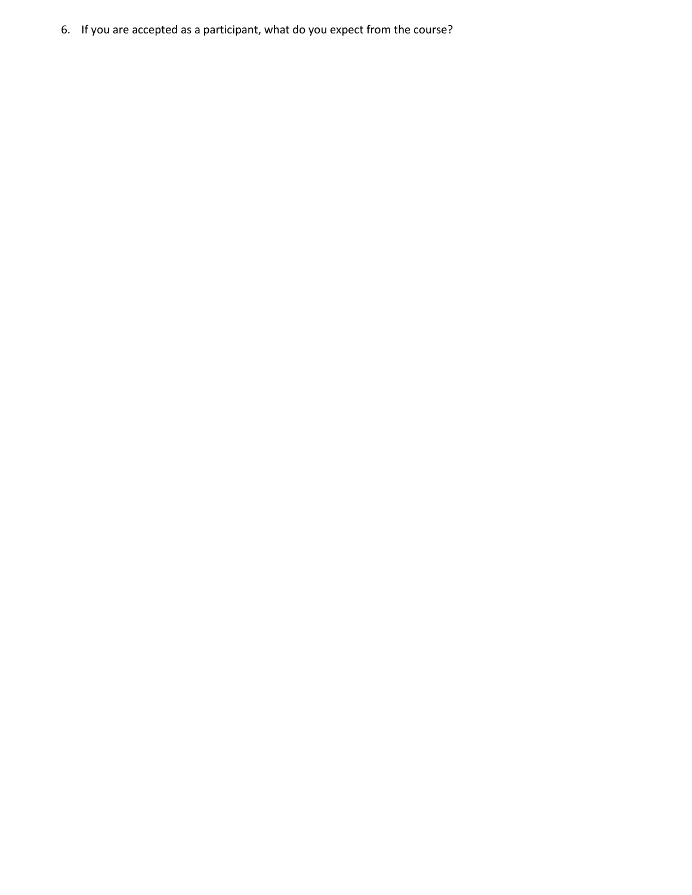6. If you are accepted as a participant, what do you expect from the course?